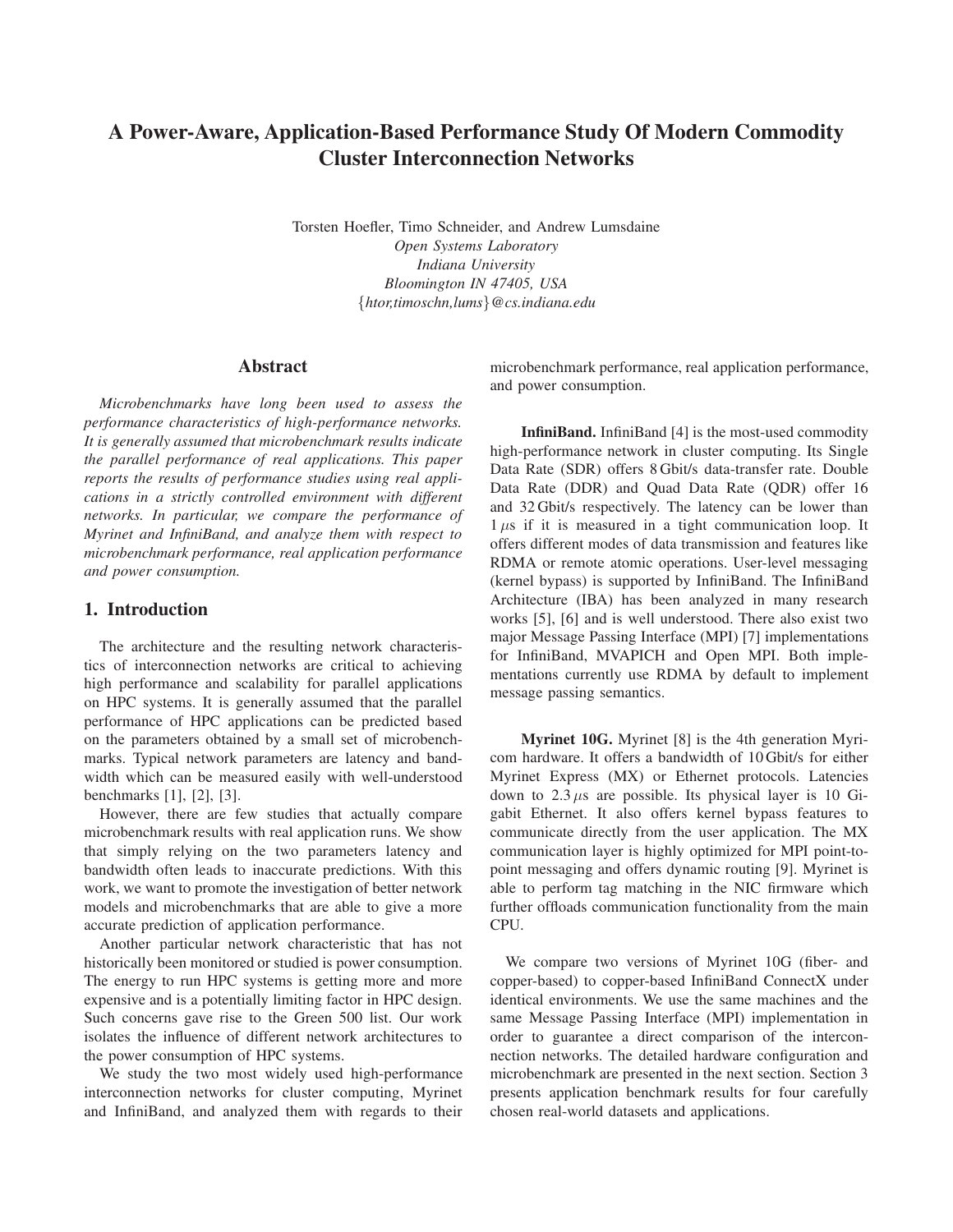# A Power-Aware, Application-Based Performance Study Of Modern Commodity Cluster Interconnection Networks

Torsten Hoefler, Timo Schneider, and Andrew Lumsdaine
*Open Systems Laboratory*
*Indiana University*
*Bloomington IN 47405, USA*
{*htor,timoschn,lums*}*@cs.indiana.edu*

## Abstract

*Microbenchmarks have long been used to assess the performance characteristics of high-performance networks. It is generally assumed that microbenchmark results indicate the parallel performance of real applications. This paper reports the results of performance studies using real applications in a strictly controlled environment with different networks. In particular, we compare the performance of Myrinet and InfiniBand, and analyze them with respect to microbenchmark performance, real application performance and power consumption.*

## 1. Introduction

The architecture and the resulting network characteristics of interconnection networks are critical to achieving high performance and scalability for parallel applications on HPC systems. It is generally assumed that the parallel performance of HPC applications can be predicted based on the parameters obtained by a small set of microbenchmarks. Typical network parameters are latency and bandwidth which can be measured easily with well-understood benchmarks [1], [2], [3].

However, there are few studies that actually compare microbenchmark results with real application runs. We show that simply relying on the two parameters latency and bandwidth often leads to inaccurate predictions. With this work, we want to promote the investigation of better network models and microbenchmarks that are able to give a more accurate prediction of application performance.

Another particular network characteristic that has not historically been monitored or studied is power consumption. The energy to run HPC systems is getting more and more expensive and is a potentially limiting factor in HPC design. Such concerns gave rise to the Green 500 list. Our work isolates the influence of different network architectures to the power consumption of HPC systems.

We study the two most widely used high-performance interconnection networks for cluster computing, Myrinet and InfiniBand, and analyzed them with regards to their microbenchmark performance, real application performance, and power consumption.

**InfiniBand.** InfiniBand [4] is the most-used commodity high-performance network in cluster computing. Its Single Data Rate (SDR) offers 8 Gbit/s data-transfer rate. Double Data Rate (DDR) and Quad Data Rate (QDR) offer 16 and 32 Gbit/s respectively. The latency can be lower than 1 $\mu$s if it is measured in a tight communication loop. It offers different modes of data transmission and features like RDMA or remote atomic operations. User-level messaging (kernel bypass) is supported by InfiniBand. The InfiniBand Architecture (IBA) has been analyzed in many research works [5], [6] and is well understood. There also exist two major Message Passing Interface (MPI) [7] implementations for InfiniBand, MVAPICH and Open MPI. Both implementations currently use RDMA by default to implement message passing semantics.

**Myrinet 10G.** Myrinet [8] is the 4th generation Myricom hardware. It offers a bandwidth of 10 Gbit/s for either Myrinet Express (MX) or Ethernet protocols. Latencies down to 2.3 $\mu$s are possible. Its physical layer is 10 Gigabit Ethernet. It also offers kernel bypass features to communicate directly from the user application. The MX communication layer is highly optimized for MPI point-to-point messaging and offers dynamic routing [9]. Myrinet is able to perform tag matching in the NIC firmware which further offloads communication functionality from the main CPU.

We compare two versions of Myrinet 10G (fiber- and copper-based) to copper-based InfiniBand ConnectX under identical environments. We use the same machines and the same Message Passing Interface (MPI) implementation in order to guarantee a direct comparison of the interconnection networks. The detailed hardware configuration and microbenchmark are presented in the next section. Section 3 presents application benchmark results for four carefully chosen real-world datasets and applications.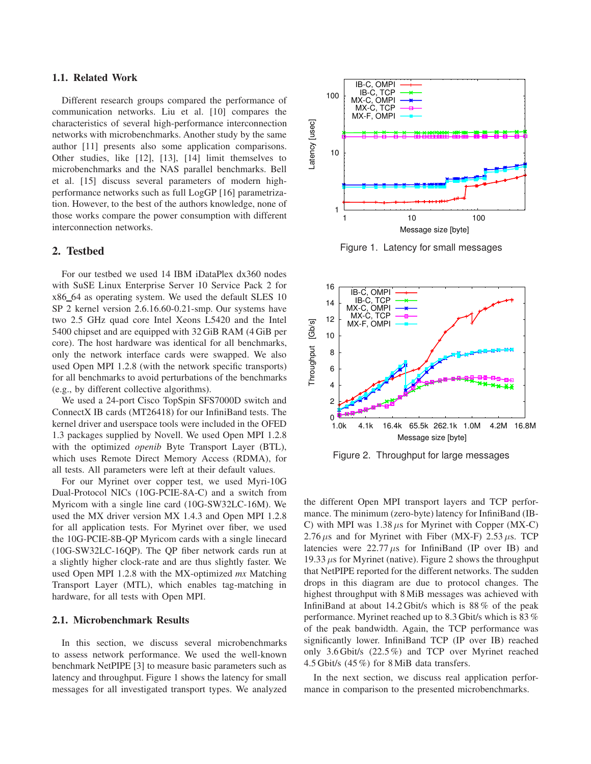### 1.1. Related Work

Different research groups compared the performance of communication networks. Liu et al. [10] compares the characteristics of several high-performance interconnection networks with microbenchmarks. Another study by the same author [11] presents also some application comparisons. Other studies, like [12], [13], [14] limit themselves to microbenchmarks and the NAS parallel benchmarks. Bell et al. [15] discuss several parameters of modern high-performance networks such as full LogGP [16] parametrization. However, to the best of the authors knowledge, none of those works compare the power consumption with different interconnection networks.

## 2. Testbed

For our testbed we used 14 IBM iDataPlex dx360 nodes with SuSE Linux Enterprise Server 10 Service Pack 2 for x86_64 as operating system. We used the default SLES 10 SP 2 kernel version 2.6.16.60-0.21-smp. Our systems have two 2.5 GHz quad core Intel Xeons L5420 and the Intel 5400 chipset and are equipped with 32 GiB RAM (4 GiB per core). The host hardware was identical for all benchmarks, only the network interface cards were swapped. We also used Open MPI 1.2.8 (with the network specific transports) for all benchmarks to avoid perturbations of the benchmarks (e.g., by different collective algorithms).

We used a 24-port Cisco TopSpin SFS7000D switch and ConnectX IB cards (MT26418) for our InfiniBand tests. The kernel driver and userspace tools were included in the OFED 1.3 packages supplied by Novell. We used Open MPI 1.2.8 with the optimized *openib* Byte Transport Layer (BTL), which uses Remote Direct Memory Access (RDMA), for all tests. All parameters were left at their default values.

For our Myrinet over copper test, we used Myri-10G Dual-Protocol NICs (10G-PCIE-8A-C) and a switch from Myricom with a single line card (10G-SW32LC-16M). We used the MX driver version MX 1.4.3 and Open MPI 1.2.8 for all application tests. For Myrinet over fiber, we used the 10G-PCIE-8B-QP Myricom cards with a single linecard (10G-SW32LC-16QP). The QP fiber network cards run at a slightly higher clock-rate and are thus slightly faster. We used Open MPI 1.2.8 with the MX-optimized *mx* Matching Transport Layer (MTL), which enables tag-matching in hardware, for all tests with Open MPI.

### 2.1. Microbenchmark Results

In this section, we discuss several microbenchmarks to assess network performance. We used the well-known benchmark NetPIPE [3] to measure basic parameters such as latency and throughput. Figure 1 shows the latency for small messages for all investigated transport types. We analyzed the different Open MPI transport layers and TCP performance. The minimum (zero-byte) latency for InfiniBand (IB-C) with MPI was 1.38 $\mu$s for Myrinet with Copper (MX-C) 2.76 $\mu$s and for Myrinet with Fiber (MX-F) 2.53 $\mu$s. TCP latencies were 22.77 $\mu$s for InfiniBand (IP over IB) and 19.33 $\mu$s for Myrinet (native). Figure 2 shows the throughput that NetPIPE reported for the different networks. The sudden drops in this diagram are due to protocol changes. The highest throughput with 8 MiB messages was achieved with InfiniBand at about 14.2 Gbit/s which is 88 % of the peak performance. Myrinet reached up to 8.3 Gbit/s which is 83 % of the peak bandwidth. Again, the TCP performance was significantly lower. InfiniBand TCP (IP over IB) reached only 3.6 Gbit/s (22.5 %) and TCP over Myrinet reached 4.5 Gbit/s (45 %) for 8 MiB data transfers.

In the next section, we discuss real application performance in comparison to the presented microbenchmarks.

IB-C, OMPI
IB-C, TCP
MX-C, OMPI
MX-C, TCP
MX-F, OMPI
Latency [usec]
1
10
100
Message size [byte]

Figure 1. Latency for small messages

IB-C, OMPI
IB-C, TCP
MX-C, OMPI
MX-C, TCP
MX-F, OMPI
Throughput [Gb/s]
0 2 4 6 8 10 12 14 16
1.0k 4.1k 16.4k 65.5k 262.1k 1.0M 4.2M 16.8M
Message size [byte]

Figure 2. Throughput for large messages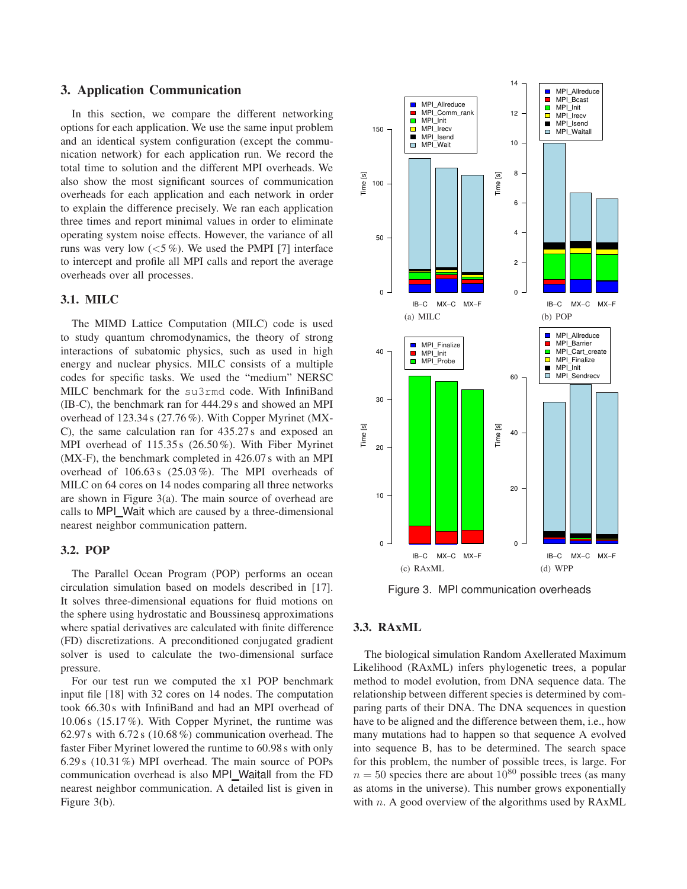## 3. Application Communication

In this section, we compare the different networking options for each application. We use the same input problem and an identical system configuration (except the communication network) for each application run. We record the total time to solution and the different MPI overheads. We also show the most significant sources of communication overheads for each application and each network in order to explain the difference precisely. We ran each application three times and report minimal values in order to eliminate operating system noise effects. However, the variance of all runs was very low (<5 %). We used the PMPI [7] interface to intercept and profile all MPI calls and report the average overheads over all processes.

### 3.1. MILC

The MIMD Lattice Computation (MILC) code is used to study quantum chromodynamics, the theory of strong interactions of subatomic physics, such as used in high energy and nuclear physics. MILC consists of a multiple codes for specific tasks. We used the "medium" NERSC MILC benchmark for the `su3rmd` code. With InfiniBand (IB-C), the benchmark ran for 444.29 s and showed an MPI overhead of 123.34 s (27.76 %). With Copper Myrinet (MX-C), the same calculation ran for 435.27 s and exposed an MPI overhead of 115.35 s (26.50 %). With Fiber Myrinet (MX-F), the benchmark completed in 426.07 s with an MPI overhead of 106.63 s (25.03 %). The MPI overheads of MILC on 64 cores on 14 nodes comparing all three networks are shown in Figure 3(a). The main source of overhead are calls to MPI_Wait which are caused by a three-dimensional nearest neighbor communication pattern.

### 3.2. POP

The Parallel Ocean Program (POP) performs an ocean circulation simulation based on models described in [17]. It solves three-dimensional equations for fluid motions on the sphere using hydrostatic and Boussinesq approximations where spatial derivatives are calculated with finite difference (FD) discretizations. A preconditioned conjugated gradient solver is used to calculate the two-dimensional surface pressure.

For our test run we computed the x1 POP benchmark input file [18] with 32 cores on 14 nodes. The computation took 66.30 s with InfiniBand and had an MPI overhead of 10.06 s (15.17 %). With Copper Myrinet, the runtime was 62.97 s with 6.72 s (10.68 %) communication overhead. The faster Fiber Myrinet lowered the runtime to 60.98 s with only 6.29 s (10.31 %) MPI overhead. The main source of POPs communication overhead is also MPI_Waitall from the FD nearest neighbor communication. A detailed list is given in Figure 3(b).

MPI_Allreduce
MPI_Comm_rank
MPI_Init
MPI_Irecv
MPI_Isend
MPI_Wait
Time [s]
0
50
100
150
IB–C MX–C MX–F

(a) MILC

MPI_Allreduce
MPI_Bcast
MPI_Init
MPI_Irecv
MPI_Isend
MPI_Waitall
Time [s]
0
2
4
6
8
10
12
14
IB–C MX–C MX–F

(b) POP

MPI_Finalize
MPI_Init
MPI_Probe
Time [s]
0
10
20
30
40
IB–C MX–C MX–F

(c) RAxML

MPI_Allreduce
MPI_Barrier
MPI_Cart_create
MPI_Finalize
MPI_Init
MPI_Sendrecv
Time [s]
0
20
40
60
IB–C MX–C MX–F

(d) WPP

Figure 3. MPI communication overheads

### 3.3. RAxML

The biological simulation Random Axellerated Maximum Likelihood (RAxML) infers phylogenetic trees, a popular method to model evolution, from DNA sequence data. The relationship between different species is determined by comparing parts of their DNA. The DNA sequences in question have to be aligned and the difference between them, i.e., how many mutations had to happen so that sequence A evolved into sequence B, has to be determined. The search space for this problem, the number of possible trees, is large. For $n = 50$ species there are about $10^{80}$ possible trees (as many as atoms in the universe). This number grows exponentially with $n$. A good overview of the algorithms used by RAxML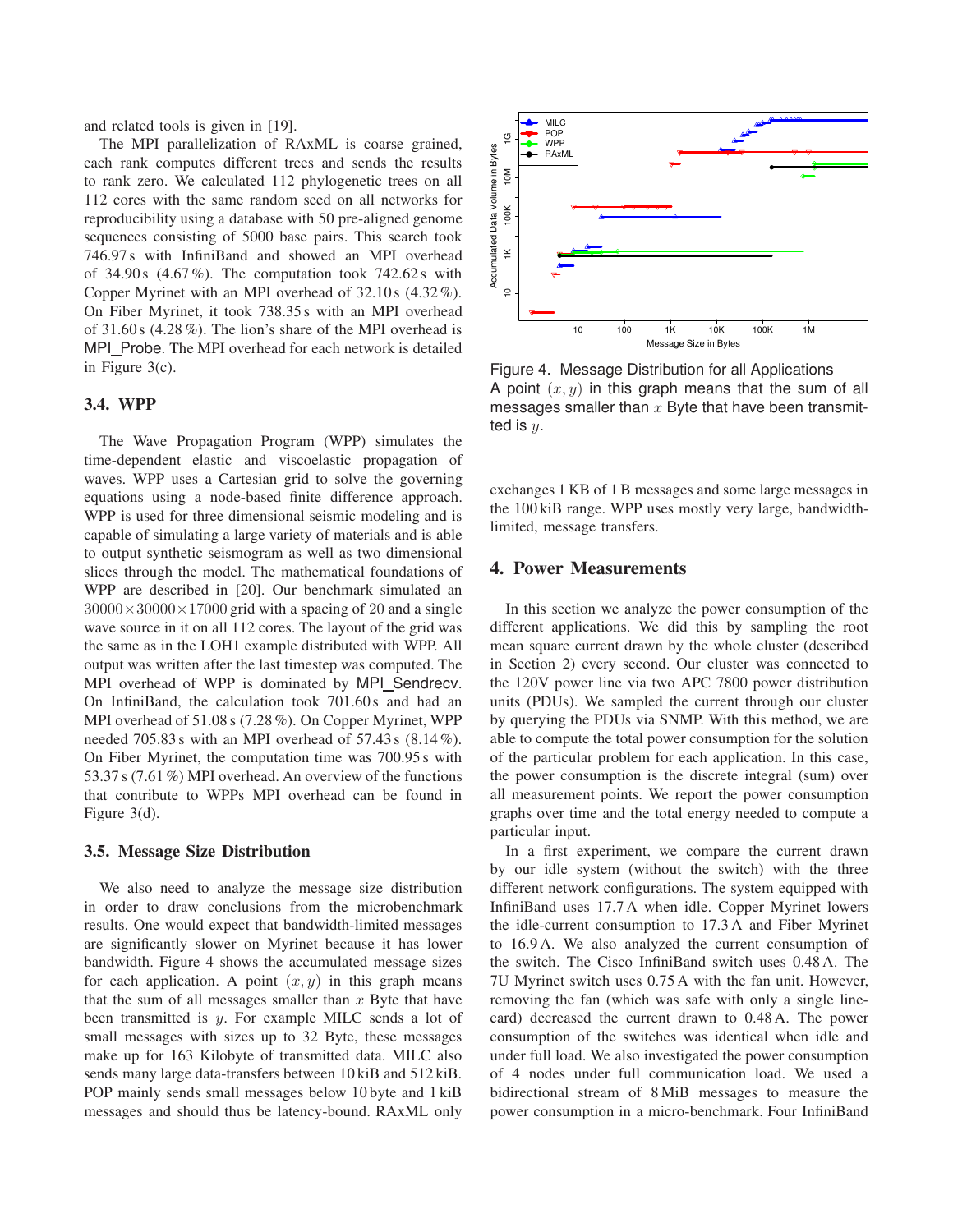and related tools is given in [19].

The MPI parallelization of RAxML is coarse grained, each rank computes different trees and sends the results to rank zero. We calculated 112 phylogenetic trees on all 112 cores with the same random seed on all networks for reproducibility using a database with 50 pre-aligned genome sequences consisting of 5000 base pairs. This search took 746.97 s with InfiniBand and showed an MPI overhead of 34.90 s (4.67 %). The computation took 742.62 s with Copper Myrinet with an MPI overhead of 32.10 s (4.32 %). On Fiber Myrinet, it took 738.35 s with an MPI overhead of 31.60 s (4.28 %). The lion's share of the MPI overhead is MPI_Probe. The MPI overhead for each network is detailed in Figure 3(c).

### 3.4. WPP

The Wave Propagation Program (WPP) simulates the time-dependent elastic and viscoelastic propagation of waves. WPP uses a Cartesian grid to solve the governing equations using a node-based finite difference approach. WPP is used for three dimensional seismic modeling and is capable of simulating a large variety of materials and is able to output synthetic seismogram as well as two dimensional slices through the model. The mathematical foundations of WPP are described in [20]. Our benchmark simulated an $30000 \times 30000 \times 17000$ grid with a spacing of 20 and a single wave source in it on all 112 cores. The layout of the grid was the same as in the LOH1 example distributed with WPP. All output was written after the last timestep was computed. The MPI overhead of WPP is dominated by MPI_Sendrecv. On InfiniBand, the calculation took 701.60 s and had an MPI overhead of 51.08 s (7.28 %). On Copper Myrinet, WPP needed 705.83 s with an MPI overhead of 57.43 s (8.14 %). On Fiber Myrinet, the computation time was 700.95 s with 53.37 s (7.61 %) MPI overhead. An overview of the functions that contribute to WPPs MPI overhead can be found in Figure 3(d).

### 3.5. Message Size Distribution

We also need to analyze the message size distribution in order to draw conclusions from the microbenchmark results. One would expect that bandwidth-limited messages are significantly slower on Myrinet because it has lower bandwidth. Figure 4 shows the accumulated message sizes for each application. A point $(x, y)$ in this graph means that the sum of all messages smaller than $x$ Byte that have been transmitted is $y$. For example MILC sends a lot of small messages with sizes up to 32 Byte, these messages make up for 163 Kilobyte of transmitted data. MILC also sends many large data-transfers between 10 kiB and 512 kiB. POP mainly sends small messages below 10 byte and 1 kiB messages and should thus be latency-bound. RAxML only exchanges 1 KB of 1 B messages and some large messages in the 100 kiB range. WPP uses mostly very large, bandwidth-limited, message transfers.

MILC
POP
WPP
RAxML

Accumulated Data Volume in Bytes

10
1K
100K
10M
1G

Message Size in Bytes

10
100
1K
10K
100K
1M

Figure 4. Message Distribution for all Applications
A point $(x, y)$ in this graph means that the sum of all messages smaller than $x$ Byte that have been transmitted is $y$.

## 4. Power Measurements

In this section we analyze the power consumption of the different applications. We did this by sampling the root mean square current drawn by the whole cluster (described in Section 2) every second. Our cluster was connected to the 120V power line via two APC 7800 power distribution units (PDUs). We sampled the current through our cluster by querying the PDUs via SNMP. With this method, we are able to compute the total power consumption for the solution of the particular problem for each application. In this case, the power consumption is the discrete integral (sum) over all measurement points. We report the power consumption graphs over time and the total energy needed to compute a particular input.

In a first experiment, we compare the current drawn by our idle system (without the switch) with the three different network configurations. The system equipped with InfiniBand uses 17.7 A when idle. Copper Myrinet lowers the idle-current consumption to 17.3 A and Fiber Myrinet to 16.9 A. We also analyzed the current consumption of the switch. The Cisco InfiniBand switch uses 0.48 A. The 7U Myrinet switch uses 0.75 A with the fan unit. However, removing the fan (which was safe with only a single line-card) decreased the current drawn to 0.48 A. The power consumption of the switches was identical when idle and under full load. We also investigated the power consumption of 4 nodes under full communication load. We used a bidirectional stream of 8 MiB messages to measure the power consumption in a micro-benchmark. Four InfiniBand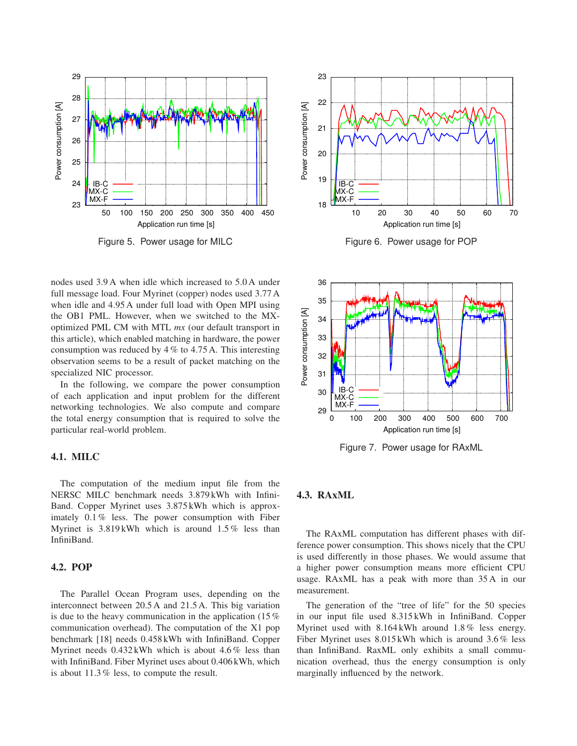Figure 5. Power usage for MILC

Figure 6. Power usage for POP

nodes used 3.9 A when idle which increased to 5.0 A under full message load. Four Myrinet (copper) nodes used 3.77 A when idle and 4.95 A under full load with Open MPI using the OB1 PML. However, when we switched to the MX-optimized PML CM with MTL *mx* (our default transport in this article), which enabled matching in hardware, the power consumption was reduced by 4 % to 4.75 A. This interesting observation seems to be a result of packet matching on the specialized NIC processor.

In the following, we compare the power consumption of each application and input problem for the different networking technologies. We also compute and compare the total energy consumption that is required to solve the particular real-world problem.

### 4.1. MILC

The computation of the medium input file from the NERSC MILC benchmark needs 3.879 kWh with InfiniBand. Copper Myrinet uses 3.875 kWh which is approximately 0.1 % less. The power consumption with Fiber Myrinet is 3.819 kWh which is around 1.5 % less than InfiniBand.

### 4.2. POP

The Parallel Ocean Program uses, depending on the interconnect between 20.5 A and 21.5 A. This big variation is due to the heavy communication in the application (15 % communication overhead). The computation of the X1 pop benchmark [18] needs 0.458 kWh with InfiniBand. Copper Myrinet needs 0.432 kWh which is about 4.6 % less than with InfiniBand. Fiber Myrinet uses about 0.406 kWh, which is about 11.3 % less, to compute the result.

Figure 7. Power usage for RAxML

### 4.3. RAxML

The RAxML computation has different phases with difference power consumption. This shows nicely that the CPU is used differently in those phases. We would assume that a higher power consumption means more efficient CPU usage. RAxML has a peak with more than 35 A in our measurement.

The generation of the “tree of life” for the 50 species in our input file used 8.315 kWh in InfiniBand. Copper Myrinet used with 8.164 kWh around 1.8 % less energy. Fiber Myrinet uses 8.015 kWh which is around 3.6 % less than InfiniBand. RaxML only exhibits a small communication overhead, thus the energy consumption is only marginally influenced by the network.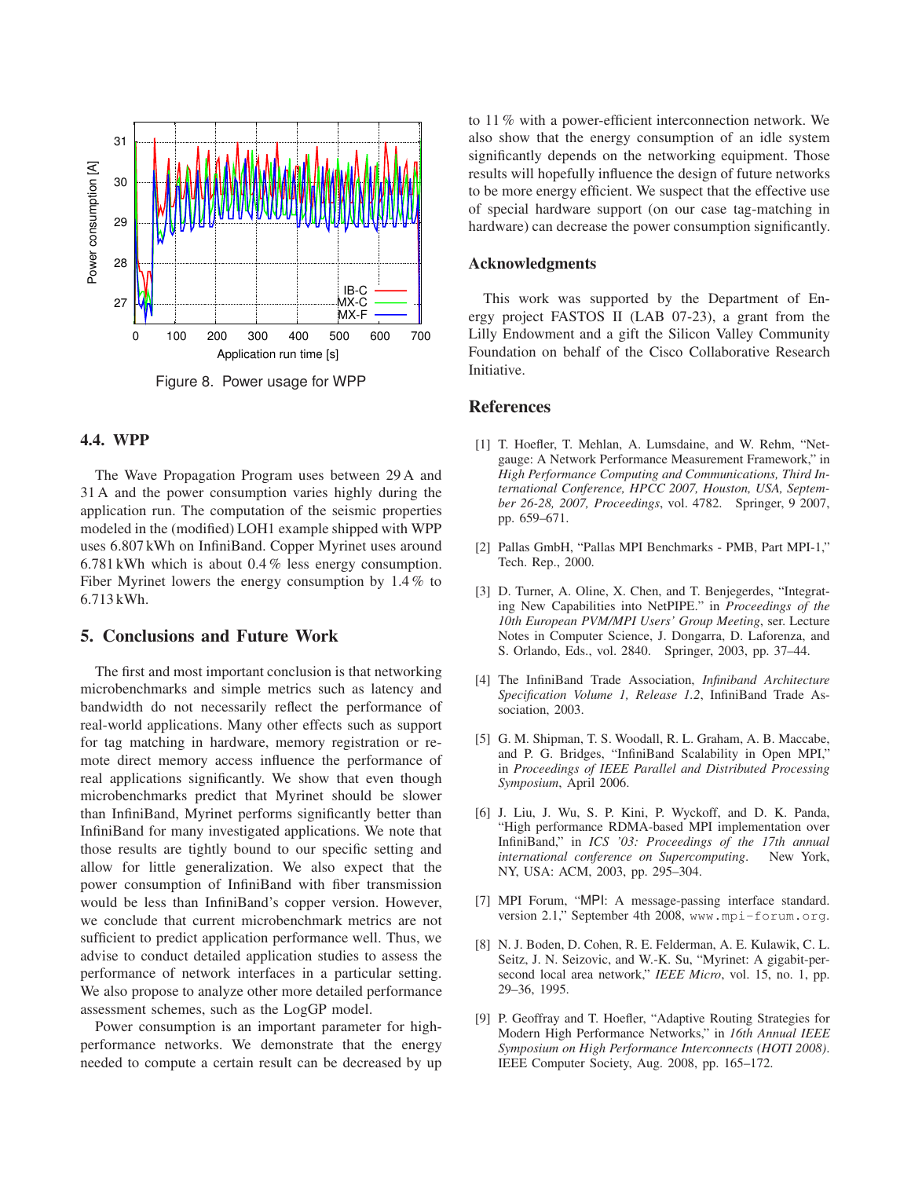Power consumption [A]

31
30
29
28
27

0 100 200 300 400 500 600 700

Application run time [s]

IB-C
MX-C
MX-F

Figure 8. Power usage for WPP

### 4.4. WPP

The Wave Propagation Program uses between 29 A and 31 A and the power consumption varies highly during the application run. The computation of the seismic properties modeled in the (modified) LOH1 example shipped with WPP uses 6.807 kWh on InfiniBand. Copper Myrinet uses around 6.781 kWh which is about 0.4 % less energy consumption. Fiber Myrinet lowers the energy consumption by 1.4 % to 6.713 kWh.

## 5. Conclusions and Future Work

The first and most important conclusion is that networking microbenchmarks and simple metrics such as latency and bandwidth do not necessarily reflect the performance of real-world applications. Many other effects such as support for tag matching in hardware, memory registration or remote direct memory access influence the performance of real applications significantly. We show that even though microbenchmarks predict that Myrinet should be slower than InfiniBand, Myrinet performs significantly better than InfiniBand for many investigated applications. We note that those results are tightly bound to our specific setting and allow for little generalization. We also expect that the power consumption of InfiniBand with fiber transmission would be less than InfiniBand's copper version. However, we conclude that current microbenchmark metrics are not sufficient to predict application performance well. Thus, we advise to conduct detailed application studies to assess the performance of network interfaces in a particular setting. We also propose to analyze other more detailed performance assessment schemes, such as the LogGP model.

Power consumption is an important parameter for high-performance networks. We demonstrate that the energy needed to compute a certain result can be decreased by up to 11 % with a power-efficient interconnection network. We also show that the energy consumption of an idle system significantly depends on the networking equipment. Those results will hopefully influence the design of future networks to be more energy efficient. We suspect that the effective use of special hardware support (on our case tag-matching in hardware) can decrease the power consumption significantly.

## Acknowledgments

This work was supported by the Department of Energy project FASTOS II (LAB 07-23), a grant from the Lilly Endowment and a gift the Silicon Valley Community Foundation on behalf of the Cisco Collaborative Research Initiative.

## References

[1] T. Hoefler, T. Mehlan, A. Lumsdaine, and W. Rehm, "Netgauge: A Network Performance Measurement Framework," in *High Performance Computing and Communications, Third International Conference, HPCC 2007, Houston, USA, September 26-28, 2007, Proceedings*, vol. 4782. Springer, 9 2007, pp. 659–671.

[2] Pallas GmbH, "Pallas MPI Benchmarks - PMB, Part MPI-1," Tech. Rep., 2000.

[3] D. Turner, A. Oline, X. Chen, and T. Benjegerdes, "Integrating New Capabilities into NetPIPE." in *Proceedings of the 10th European PVM/MPI Users' Group Meeting*, ser. Lecture Notes in Computer Science, J. Dongarra, D. Laforenza, and S. Orlando, Eds., vol. 2840. Springer, 2003, pp. 37–44.

[4] The InfiniBand Trade Association, *Infiniband Architecture Specification Volume 1, Release 1.2*, InfiniBand Trade Association, 2003.

[5] G. M. Shipman, T. S. Woodall, R. L. Graham, A. B. Maccabe, and P. G. Bridges, "InfiniBand Scalability in Open MPI," in *Proceedings of IEEE Parallel and Distributed Processing Symposium*, April 2006.

[6] J. Liu, J. Wu, S. P. Kini, P. Wyckoff, and D. K. Panda, "High performance RDMA-based MPI implementation over InfiniBand," in *ICS '03: Proceedings of the 17th annual international conference on Supercomputing*. New York, NY, USA: ACM, 2003, pp. 295–304.

[7] MPI Forum, "MPI: A message-passing interface standard. version 2.1," September 4th 2008, www.mpi-forum.org.

[8] N. J. Boden, D. Cohen, R. E. Felderman, A. E. Kulawik, C. L. Seitz, J. N. Seizovic, and W.-K. Su, "Myrinet: A gigabit-per-second local area network," *IEEE Micro*, vol. 15, no. 1, pp. 29–36, 1995.

[9] P. Geoffray and T. Hoefler, "Adaptive Routing Strategies for Modern High Performance Networks," in *16th Annual IEEE Symposium on High Performance Interconnects (HOTI 2008)*. IEEE Computer Society, Aug. 2008, pp. 165–172.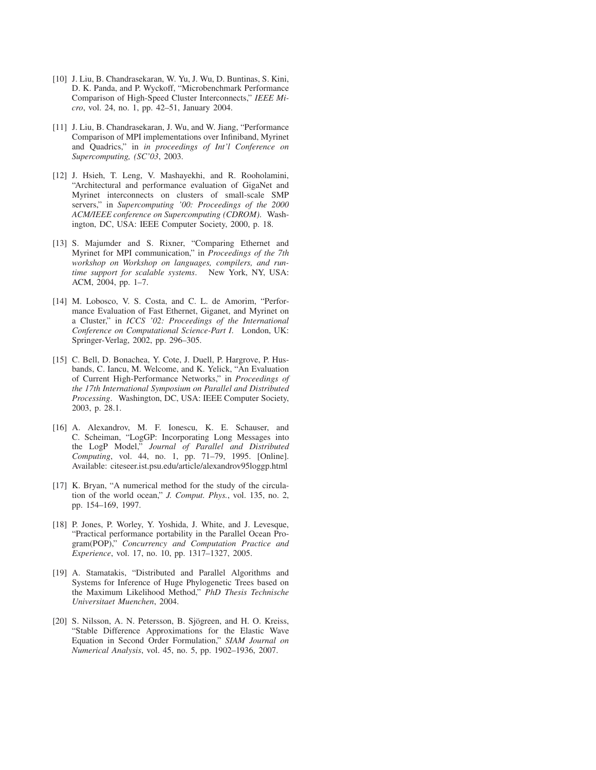[10] J. Liu, B. Chandrasekaran, W. Yu, J. Wu, D. Buntinas, S. Kini, D. K. Panda, and P. Wyckoff, "Microbenchmark Performance Comparison of High-Speed Cluster Interconnects," *IEEE Micro*, vol. 24, no. 1, pp. 42–51, January 2004.

[11] J. Liu, B. Chandrasekaran, J. Wu, and W. Jiang, "Performance Comparison of MPI implementations over Infiniband, Myrinet and Quadrics," in *in proceedings of Int'l Conference on Supercomputing, (SC'03*, 2003.

[12] J. Hsieh, T. Leng, V. Mashayekhi, and R. Rooholamini, "Architectural and performance evaluation of GigaNet and Myrinet interconnects on clusters of small-scale SMP servers," in *Supercomputing '00: Proceedings of the 2000 ACM/IEEE conference on Supercomputing (CDROM)*. Washington, DC, USA: IEEE Computer Society, 2000, p. 18.

[13] S. Majumder and S. Rixner, "Comparing Ethernet and Myrinet for MPI communication," in *Proceedings of the 7th workshop on Workshop on languages, compilers, and runtime support for scalable systems*. New York, NY, USA: ACM, 2004, pp. 1–7.

[14] M. Lobosco, V. S. Costa, and C. L. de Amorim, "Performance Evaluation of Fast Ethernet, Giganet, and Myrinet on a Cluster," in *ICCS '02: Proceedings of the International Conference on Computational Science-Part I*. London, UK: Springer-Verlag, 2002, pp. 296–305.

[15] C. Bell, D. Bonachea, Y. Cote, J. Duell, P. Hargrove, P. Husbands, C. Iancu, M. Welcome, and K. Yelick, "An Evaluation of Current High-Performance Networks," in *Proceedings of the 17th International Symposium on Parallel and Distributed Processing*. Washington, DC, USA: IEEE Computer Society, 2003, p. 28.1.

[16] A. Alexandrov, M. F. Ionescu, K. E. Schauser, and C. Scheiman, "LogGP: Incorporating Long Messages into the LogP Model," *Journal of Parallel and Distributed Computing*, vol. 44, no. 1, pp. 71–79, 1995. [Online]. Available: citeseer.ist.psu.edu/article/alexandrov95loggp.html

[17] K. Bryan, "A numerical method for the study of the circulation of the world ocean," *J. Comput. Phys.*, vol. 135, no. 2, pp. 154–169, 1997.

[18] P. Jones, P. Worley, Y. Yoshida, J. White, and J. Levesque, "Practical performance portability in the Parallel Ocean Program(POP)," *Concurrency and Computation Practice and Experience*, vol. 17, no. 10, pp. 1317–1327, 2005.

[19] A. Stamatakis, "Distributed and Parallel Algorithms and Systems for Inference of Huge Phylogenetic Trees based on the Maximum Likelihood Method," *PhD Thesis Technische Universitaet Muenchen*, 2004.

[20] S. Nilsson, A. N. Petersson, B. Sjögreen, and H. O. Kreiss, "Stable Difference Approximations for the Elastic Wave Equation in Second Order Formulation," *SIAM Journal on Numerical Analysis*, vol. 45, no. 5, pp. 1902–1936, 2007.